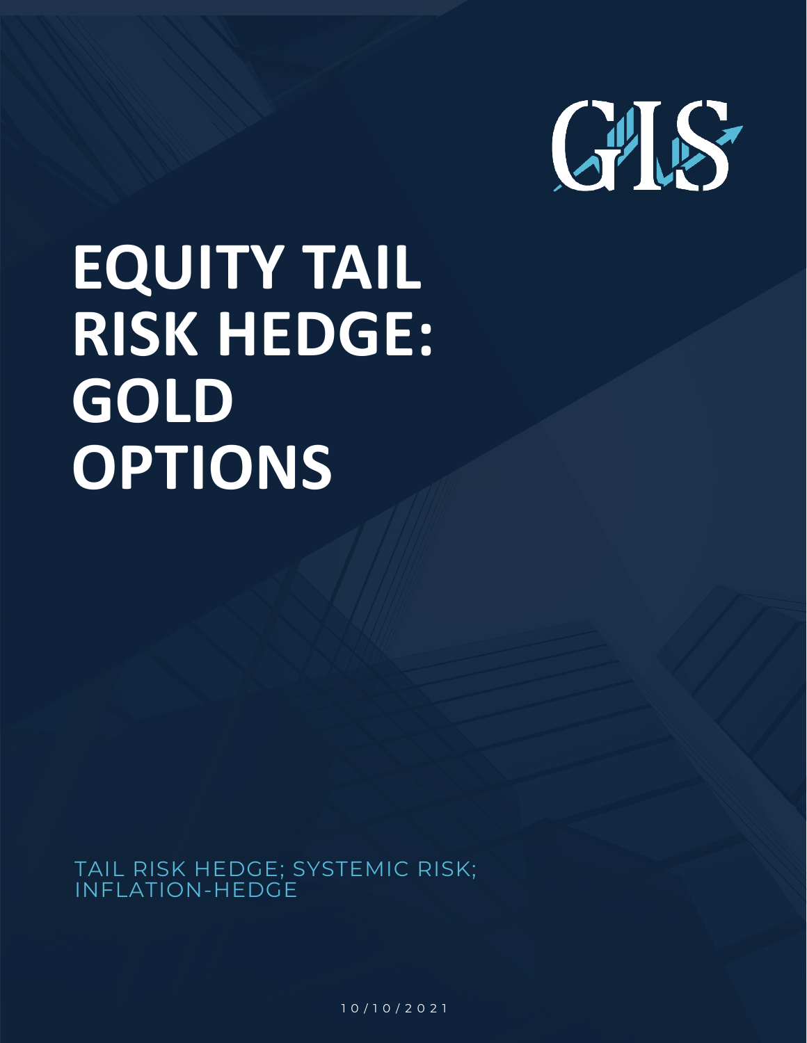GIS

# EQUITY TAIL RISK HEDGE: GOLD OPTIONS

TAIL RISK HEDGE; SYSTEMIC RISK; INFLATION-HEDGE

10/10/2021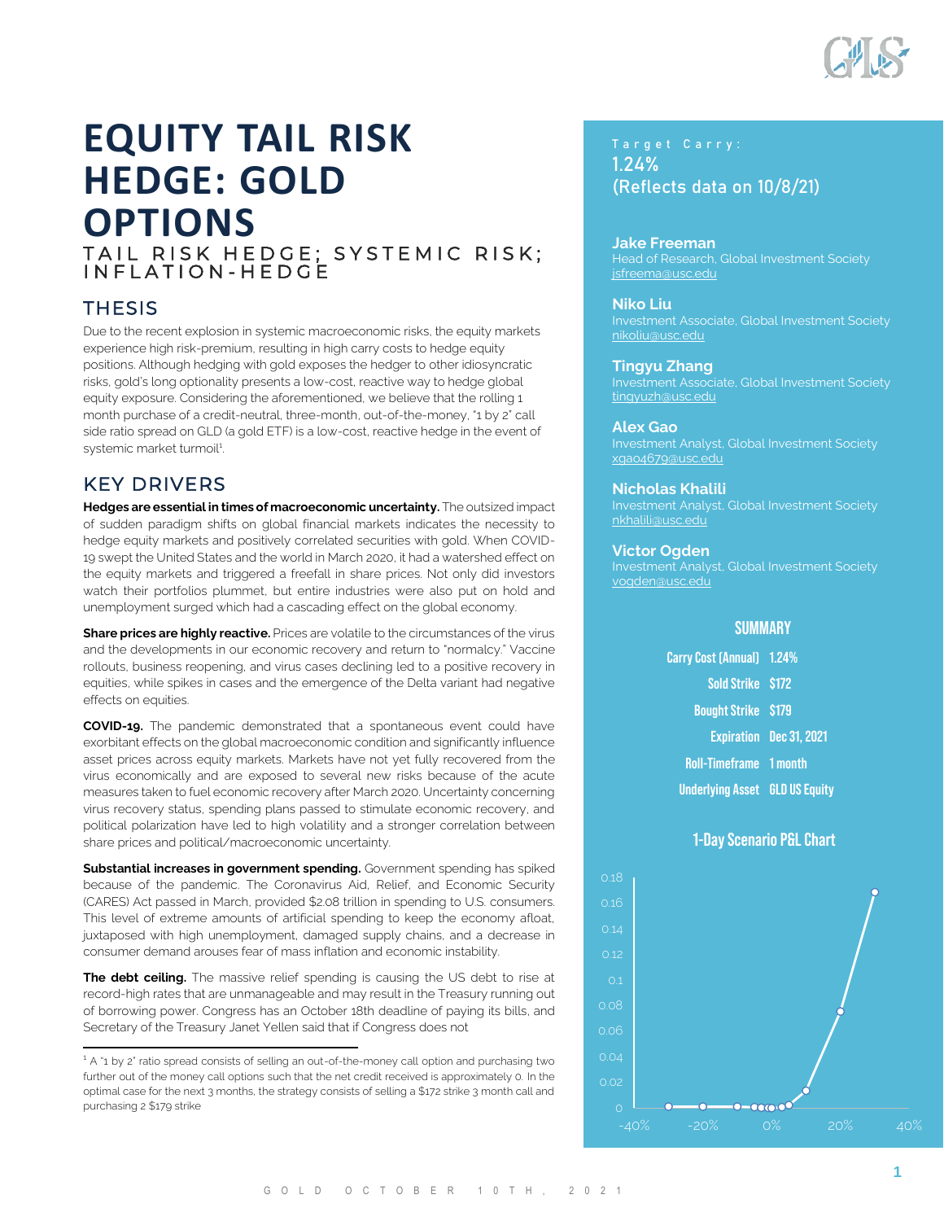# EQUITY TAIL RISK HEDGE: GOLD OPTIONS

TAIL RISK HEDGE; SYSTEMIC RISK; INFLATION-HEDGE

## THESIS

Due to the recent explosion in systemic macroeconomic risks, the equity markets experience high risk-premium, resulting in high carry costs to hedge equity positions. Although hedging with gold exposes the hedger to other idiosyncratic risks, gold's long optionality presents a low-cost, reactive way to hedge global equity exposure. Considering the aforementioned, we believe that the rolling 1 month purchase of a credit-neutral, three-month, out-of-the-money, "1 by 2" call side ratio spread on GLD (a gold ETF) is a low-cost, reactive hedge in the event of systemic market turmoil[1].

## KEY DRIVERS

**Hedges are essential in times of macroeconomic uncertainty.** The outsized impact of sudden paradigm shifts on global financial markets indicates the necessity to hedge equity markets and positively correlated securities with gold. When COVID-19 swept the United States and the world in March 2020, it had a watershed effect on the equity markets and triggered a freefall in share prices. Not only did investors watch their portfolios plummet, but entire industries were also put on hold and unemployment surged which had a cascading effect on the global economy.

**Share prices are highly reactive.** Prices are volatile to the circumstances of the virus and the developments in our economic recovery and return to "normalcy." Vaccine rollouts, business reopening, and virus cases declining led to a positive recovery in equities, while spikes in cases and the emergence of the Delta variant had negative effects on equities.

**COVID-19.** The pandemic demonstrated that a spontaneous event could have exorbitant effects on the global macroeconomic condition and significantly influence asset prices across equity markets. Markets have not yet fully recovered from the virus economically and are exposed to several new risks because of the acute measures taken to fuel economic recovery after March 2020. Uncertainty concerning virus recovery status, spending plans passed to stimulate economic recovery, and political polarization have led to high volatility and a stronger correlation between share prices and political/macroeconomic uncertainty.

**Substantial increases in government spending.** Government spending has spiked because of the pandemic. The Coronavirus Aid, Relief, and Economic Security (CARES) Act passed in March, provided $2.08 trillion in spending to U.S. consumers. This level of extreme amounts of artificial spending to keep the economy afloat, juxtaposed with high unemployment, damaged supply chains, and a decrease in consumer demand arouses fear of mass inflation and economic instability.

**The debt ceiling.** The massive relief spending is causing the US debt to rise at record-high rates that are unmanageable and may result in the Treasury running out of borrowing power. Congress has an October 18th deadline of paying its bills, and Secretary of the Treasury Janet Yellen said that if Congress does not

[1] A "1 by 2" ratio spread consists of selling an out-of-the-money call option and purchasing two further out of the money call options such that the net credit received is approximately 0. In the optimal case for the next 3 months, the strategy consists of selling a $172 strike 3 month call and purchasing 2 $179 strike

Target Carry:
1.24%
(Reflects data on 10/8/21)

**Jake Freeman**
Head of Research, Global Investment Society
jsfreema@usc.edu

**Niko Liu**
Investment Associate, Global Investment Society
nikoliu@usc.edu

**Tingyu Zhang**
Investment Associate, Global Investment Society
tingyuzh@usc.edu

**Alex Gao**
Investment Analyst, Global Investment Society
xgao4679@usc.edu

**Nicholas Khalili**
Investment Analyst, Global Investment Society
nkhalili@usc.edu

**Victor Ogden**
Investment Analyst, Global Investment Society
vogden@usc.edu

### SUMMARY

| | |
|---|---|
| Carry Cost (Annual) | 1.24% |
| Sold Strike | $172 |
| Bought Strike | $179 |
| Expiration | Dec 31, 2021 |
| Roll-Timeframe | 1 month |
| Underlying Asset | GLD US Equity |

### 1-Day Scenario P&L Chart

0.18
0.16
0.14
0.12
0.1
0.08
0.06
0.04
0.02
0
-40%
-20%
0%
20%
40%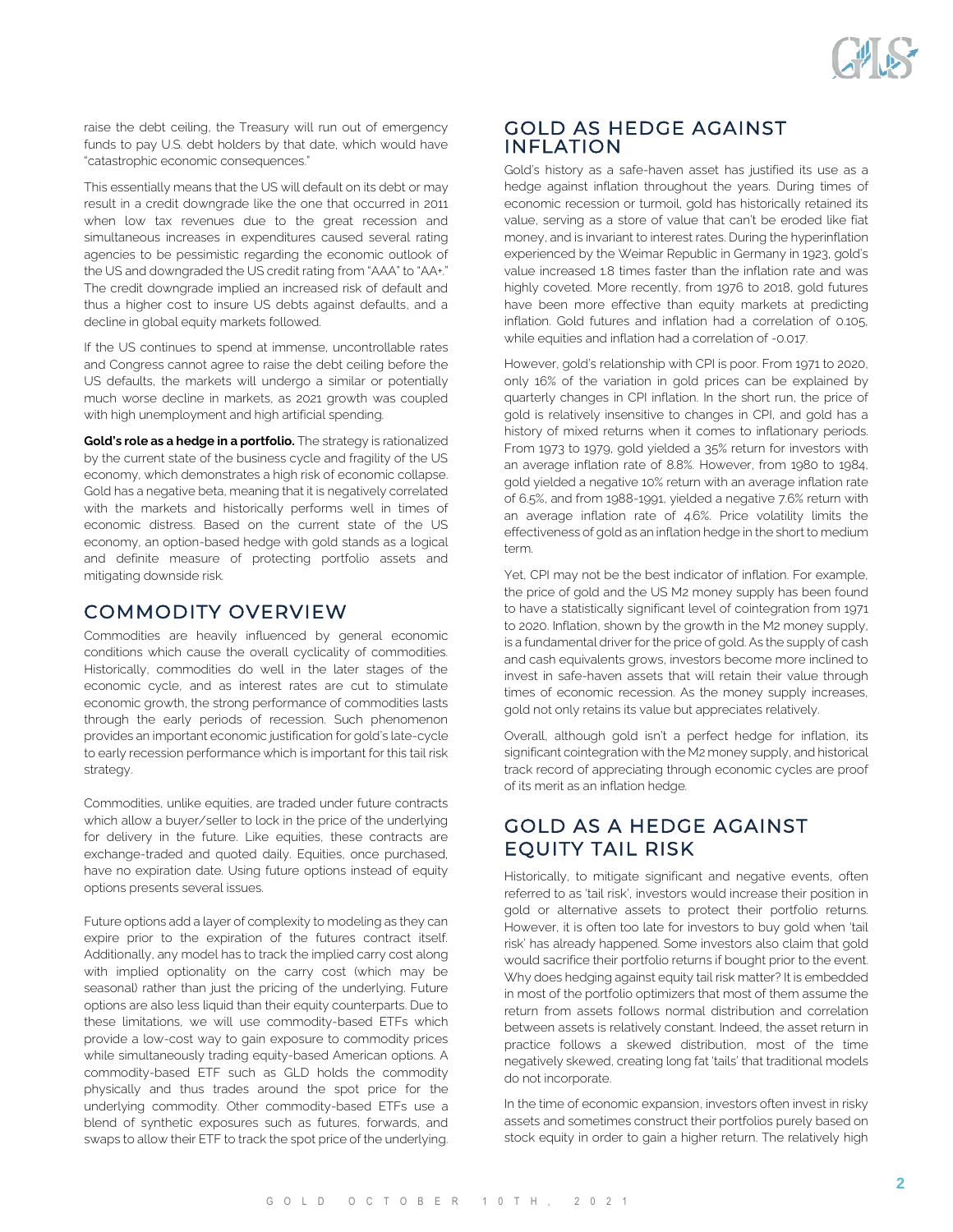raise the debt ceiling, the Treasury will run out of emergency funds to pay U.S. debt holders by that date, which would have "catastrophic economic consequences."

This essentially means that the US will default on its debt or may result in a credit downgrade like the one that occurred in 2011 when low tax revenues due to the great recession and simultaneous increases in expenditures caused several rating agencies to be pessimistic regarding the economic outlook of the US and downgraded the US credit rating from "AAA" to "AA+." The credit downgrade implied an increased risk of default and thus a higher cost to insure US debts against defaults, and a decline in global equity markets followed.

If the US continues to spend at immense, uncontrollable rates and Congress cannot agree to raise the debt ceiling before the US defaults, the markets will undergo a similar or potentially much worse decline in markets, as 2021 growth was coupled with high unemployment and high artificial spending.

**Gold's role as a hedge in a portfolio.** The strategy is rationalized by the current state of the business cycle and fragility of the US economy, which demonstrates a high risk of economic collapse. Gold has a negative beta, meaning that it is negatively correlated with the markets and historically performs well in times of economic distress. Based on the current state of the US economy, an option-based hedge with gold stands as a logical and definite measure of protecting portfolio assets and mitigating downside risk.

## COMMODITY OVERVIEW

Commodities are heavily influenced by general economic conditions which cause the overall cyclicality of commodities. Historically, commodities do well in the later stages of the economic cycle, and as interest rates are cut to stimulate economic growth, the strong performance of commodities lasts through the early periods of recession. Such phenomenon provides an important economic justification for gold's late-cycle to early recession performance which is important for this tail risk strategy.

Commodities, unlike equities, are traded under future contracts which allow a buyer/seller to lock in the price of the underlying for delivery in the future. Like equities, these contracts are exchange-traded and quoted daily. Equities, once purchased, have no expiration date. Using future options instead of equity options presents several issues.

Future options add a layer of complexity to modeling as they can expire prior to the expiration of the futures contract itself. Additionally, any model has to track the implied carry cost along with implied optionality on the carry cost (which may be seasonal) rather than just the pricing of the underlying. Future options are also less liquid than their equity counterparts. Due to these limitations, we will use commodity-based ETFs which provide a low-cost way to gain exposure to commodity prices while simultaneously trading equity-based American options. A commodity-based ETF such as GLD holds the commodity physically and thus trades around the spot price for the underlying commodity. Other commodity-based ETFs use a blend of synthetic exposures such as futures, forwards, and swaps to allow their ETF to track the spot price of the underlying.

## GOLD AS HEDGE AGAINST INFLATION

Gold's history as a safe-haven asset has justified its use as a hedge against inflation throughout the years. During times of economic recession or turmoil, gold has historically retained its value, serving as a store of value that can't be eroded like fiat money, and is invariant to interest rates. During the hyperinflation experienced by the Weimar Republic in Germany in 1923, gold's value increased 1.8 times faster than the inflation rate and was highly coveted. More recently, from 1976 to 2018, gold futures have been more effective than equity markets at predicting inflation. Gold futures and inflation had a correlation of 0.105, while equities and inflation had a correlation of -0.017.

However, gold's relationship with CPI is poor. From 1971 to 2020, only 16% of the variation in gold prices can be explained by quarterly changes in CPI inflation. In the short run, the price of gold is relatively insensitive to changes in CPI, and gold has a history of mixed returns when it comes to inflationary periods. From 1973 to 1979, gold yielded a 35% return for investors with an average inflation rate of 8.8%. However, from 1980 to 1984, gold yielded a negative 10% return with an average inflation rate of 6.5%, and from 1988-1991, yielded a negative 7.6% return with an average inflation rate of 4.6%. Price volatility limits the effectiveness of gold as an inflation hedge in the short to medium term.

Yet, CPI may not be the best indicator of inflation. For example, the price of gold and the US M2 money supply has been found to have a statistically significant level of cointegration from 1971 to 2020. Inflation, shown by the growth in the M2 money supply, is a fundamental driver for the price of gold. As the supply of cash and cash equivalents grows, investors become more inclined to invest in safe-haven assets that will retain their value through times of economic recession. As the money supply increases, gold not only retains its value but appreciates relatively.

Overall, although gold isn't a perfect hedge for inflation, its significant cointegration with the M2 money supply, and historical track record of appreciating through economic cycles are proof of its merit as an inflation hedge.

## GOLD AS A HEDGE AGAINST EQUITY TAIL RISK

Historically, to mitigate significant and negative events, often referred to as 'tail risk', investors would increase their position in gold or alternative assets to protect their portfolio returns. However, it is often too late for investors to buy gold when 'tail risk' has already happened. Some investors also claim that gold would sacrifice their portfolio returns if bought prior to the event. Why does hedging against equity tail risk matter? It is embedded in most of the portfolio optimizers that most of them assume the return from assets follows normal distribution and correlation between assets is relatively constant. Indeed, the asset return in practice follows a skewed distribution, most of the time negatively skewed, creating long fat 'tails' that traditional models do not incorporate.

In the time of economic expansion, investors often invest in risky assets and sometimes construct their portfolios purely based on stock equity in order to gain a higher return. The relatively high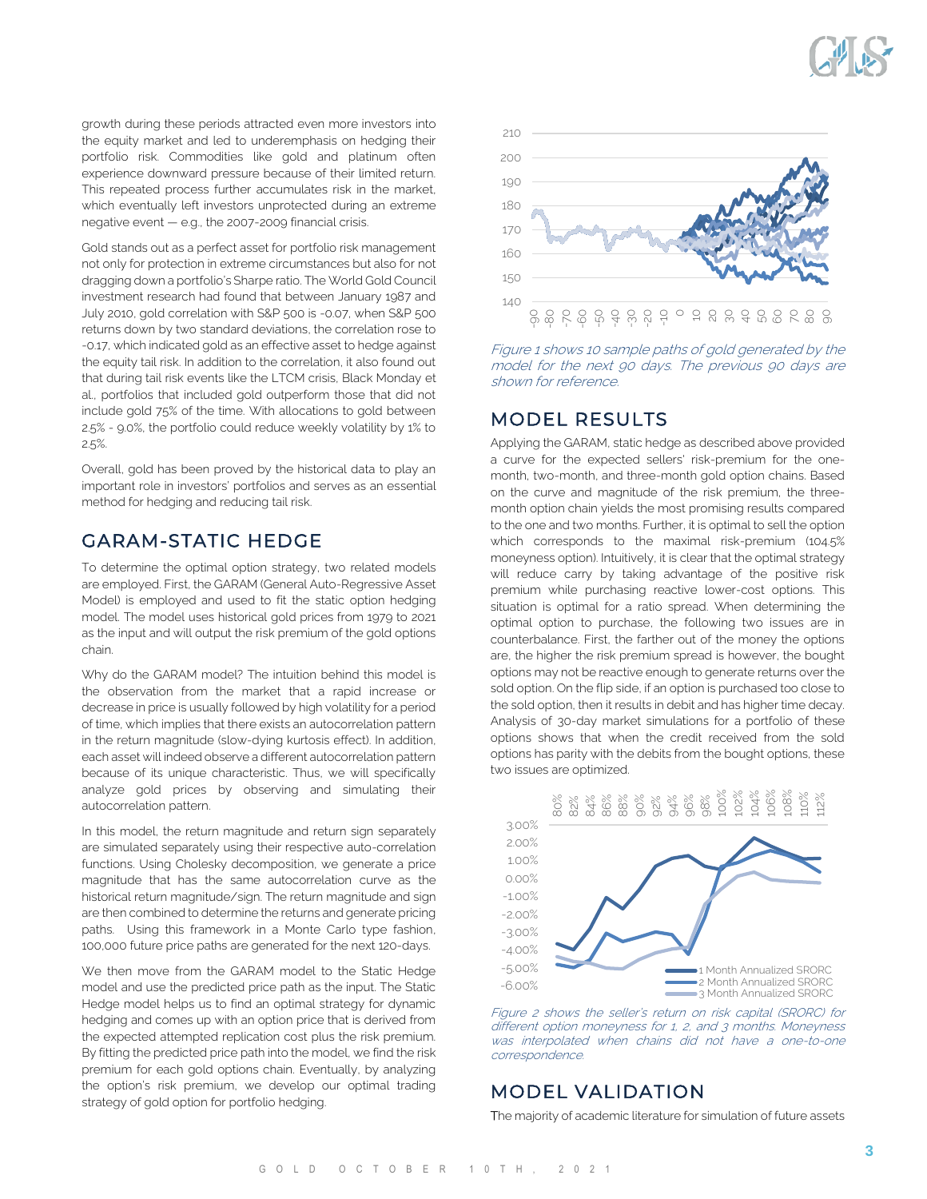growth during these periods attracted even more investors into the equity market and led to underemphasis on hedging their portfolio risk. Commodities like gold and platinum often experience downward pressure because of their limited return. This repeated process further accumulates risk in the market, which eventually left investors unprotected during an extreme negative event — e.g., the 2007-2009 financial crisis.

Gold stands out as a perfect asset for portfolio risk management not only for protection in extreme circumstances but also for not dragging down a portfolio's Sharpe ratio. The World Gold Council investment research had found that between January 1987 and July 2010, gold correlation with S&P 500 is -0.07, when S&P 500 returns down by two standard deviations, the correlation rose to -0.17, which indicated gold as an effective asset to hedge against the equity tail risk. In addition to the correlation, it also found out that during tail risk events like the LTCM crisis, Black Monday et al., portfolios that included gold outperform those that did not include gold 75% of the time. With allocations to gold between 2.5% - 9.0%, the portfolio could reduce weekly volatility by 1% to 2.5%.

Overall, gold has been proved by the historical data to play an important role in investors' portfolios and serves as an essential method for hedging and reducing tail risk.

## GARAM-STATIC HEDGE

To determine the optimal option strategy, two related models are employed. First, the GARAM (General Auto-Regressive Asset Model) is employed and used to fit the static option hedging model. The model uses historical gold prices from 1979 to 2021 as the input and will output the risk premium of the gold options chain.

Why do the GARAM model? The intuition behind this model is the observation from the market that a rapid increase or decrease in price is usually followed by high volatility for a period of time, which implies that there exists an autocorrelation pattern in the return magnitude (slow-dying kurtosis effect). In addition, each asset will indeed observe a different autocorrelation pattern because of its unique characteristic. Thus, we will specifically analyze gold prices by observing and simulating their autocorrelation pattern.

In this model, the return magnitude and return sign separately are simulated separately using their respective auto-correlation functions. Using Cholesky decomposition, we generate a price magnitude that has the same autocorrelation curve as the historical return magnitude/sign. The return magnitude and sign are then combined to determine the returns and generate pricing paths. Using this framework in a Monte Carlo type fashion, 100,000 future price paths are generated for the next 120-days.

We then move from the GARAM model to the Static Hedge model and use the predicted price path as the input. The Static Hedge model helps us to find an optimal strategy for dynamic hedging and comes up with an option price that is derived from the expected attempted replication cost plus the risk premium. By fitting the predicted price path into the model, we find the risk premium for each gold options chain. Eventually, by analyzing the option's risk premium, we develop our optimal trading strategy of gold option for portfolio hedging.

*Figure 1 shows 10 sample paths of gold generated by the model for the next 90 days. The previous 90 days are shown for reference.*

## MODEL RESULTS

Applying the GARAM, static hedge as described above provided a curve for the expected sellers' risk-premium for the one-month, two-month, and three-month gold option chains. Based on the curve and magnitude of the risk premium, the three-month option chain yields the most promising results compared to the one and two months. Further, it is optimal to sell the option which corresponds to the maximal risk-premium (104.5% moneyness option). Intuitively, it is clear that the optimal strategy will reduce carry by taking advantage of the positive risk premium while purchasing reactive lower-cost options. This situation is optimal for a ratio spread. When determining the optimal option to purchase, the following two issues are in counterbalance. First, the farther out of the money the options are, the higher the risk premium spread is however, the bought options may not be reactive enough to generate returns over the sold option. On the flip side, if an option is purchased too close to the sold option, then it results in debit and has higher time decay. Analysis of 30-day market simulations for a portfolio of these options shows that when the credit received from the sold options has parity with the debits from the bought options, these two issues are optimized.

*Figure 2 shows the seller's return on risk capital (SRORC) for different option moneyness for 1, 2, and 3 months. Moneyness was interpolated when chains did not have a one-to-one correspondence.*

## MODEL VALIDATION

The majority of academic literature for simulation of future assets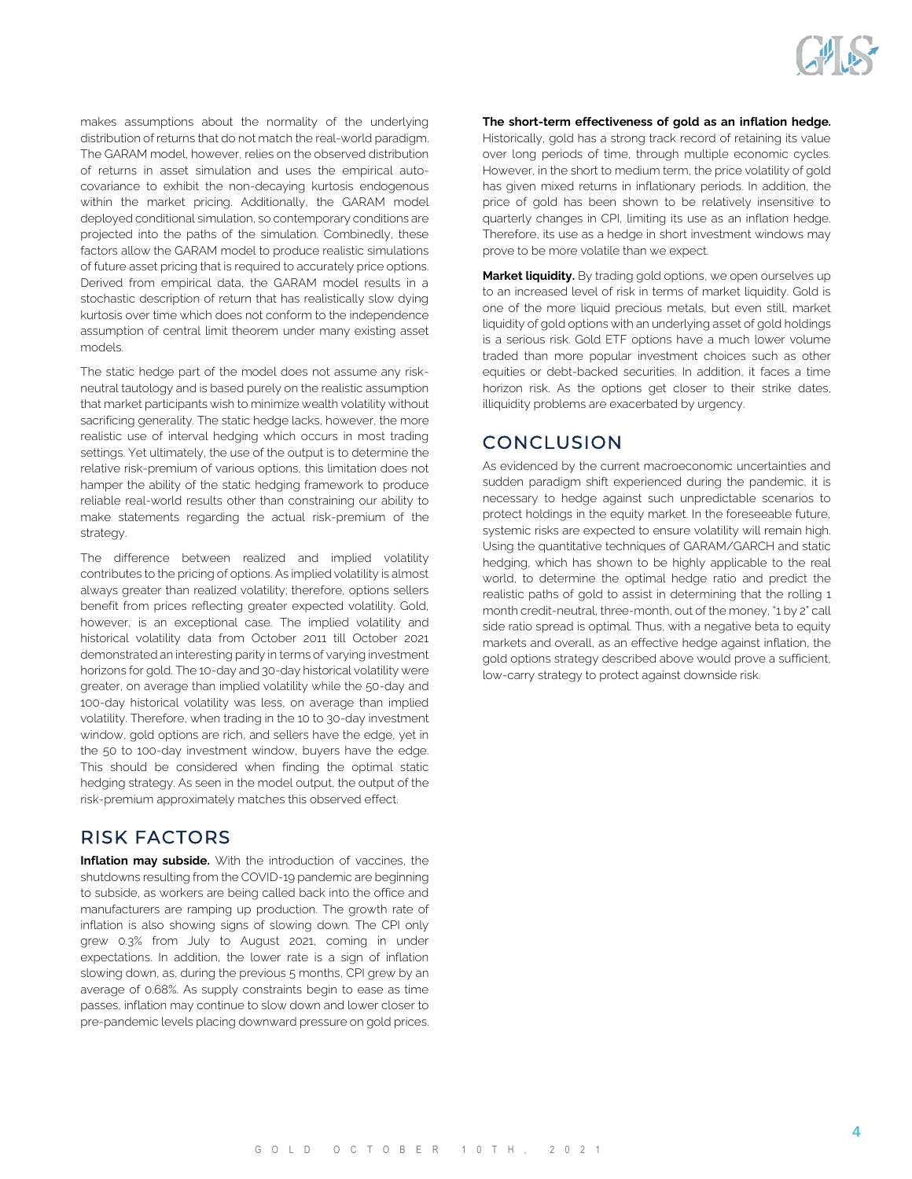makes assumptions about the normality of the underlying distribution of returns that do not match the real-world paradigm. The GARAM model, however, relies on the observed distribution of returns in asset simulation and uses the empirical auto-covariance to exhibit the non-decaying kurtosis endogenous within the market pricing. Additionally, the GARAM model deployed conditional simulation, so contemporary conditions are projected into the paths of the simulation. Combinedly, these factors allow the GARAM model to produce realistic simulations of future asset pricing that is required to accurately price options. Derived from empirical data, the GARAM model results in a stochastic description of return that has realistically slow dying kurtosis over time which does not conform to the independence assumption of central limit theorem under many existing asset models.

The static hedge part of the model does not assume any risk-neutral tautology and is based purely on the realistic assumption that market participants wish to minimize wealth volatility without sacrificing generality. The static hedge lacks, however, the more realistic use of interval hedging which occurs in most trading settings. Yet ultimately, the use of the output is to determine the relative risk-premium of various options, this limitation does not hamper the ability of the static hedging framework to produce reliable real-world results other than constraining our ability to make statements regarding the actual risk-premium of the strategy.

The difference between realized and implied volatility contributes to the pricing of options. As implied volatility is almost always greater than realized volatility; therefore, options sellers benefit from prices reflecting greater expected volatility. Gold, however, is an exceptional case. The implied volatility and historical volatility data from October 2011 till October 2021 demonstrated an interesting parity in terms of varying investment horizons for gold. The 10-day and 30-day historical volatility were greater, on average than implied volatility while the 50-day and 100-day historical volatility was less, on average than implied volatility. Therefore, when trading in the 10 to 30-day investment window, gold options are rich, and sellers have the edge, yet in the 50 to 100-day investment window, buyers have the edge. This should be considered when finding the optimal static hedging strategy. As seen in the model output, the output of the risk-premium approximately matches this observed effect.

## RISK FACTORS

**Inflation may subside.** With the introduction of vaccines, the shutdowns resulting from the COVID-19 pandemic are beginning to subside, as workers are being called back into the office and manufacturers are ramping up production. The growth rate of inflation is also showing signs of slowing down. The CPI only grew 0.3% from July to August 2021, coming in under expectations. In addition, the lower rate is a sign of inflation slowing down, as, during the previous 5 months, CPI grew by an average of 0.68%. As supply constraints begin to ease as time passes, inflation may continue to slow down and lower closer to pre-pandemic levels placing downward pressure on gold prices.

**The short-term effectiveness of gold as an inflation hedge.** Historically, gold has a strong track record of retaining its value over long periods of time, through multiple economic cycles. However, in the short to medium term, the price volatility of gold has given mixed returns in inflationary periods. In addition, the price of gold has been shown to be relatively insensitive to quarterly changes in CPI, limiting its use as an inflation hedge. Therefore, its use as a hedge in short investment windows may prove to be more volatile than we expect.

**Market liquidity.** By trading gold options, we open ourselves up to an increased level of risk in terms of market liquidity. Gold is one of the more liquid precious metals, but even still, market liquidity of gold options with an underlying asset of gold holdings is a serious risk. Gold ETF options have a much lower volume traded than more popular investment choices such as other equities or debt-backed securities. In addition, it faces a time horizon risk. As the options get closer to their strike dates, illiquidity problems are exacerbated by urgency.

## CONCLUSION

As evidenced by the current macroeconomic uncertainties and sudden paradigm shift experienced during the pandemic, it is necessary to hedge against such unpredictable scenarios to protect holdings in the equity market. In the foreseeable future, systemic risks are expected to ensure volatility will remain high. Using the quantitative techniques of GARAM/GARCH and static hedging, which has shown to be highly applicable to the real world, to determine the optimal hedge ratio and predict the realistic paths of gold to assist in determining that the rolling 1 month credit-neutral, three-month, out of the money, "1 by 2" call side ratio spread is optimal. Thus, with a negative beta to equity markets and overall, as an effective hedge against inflation, the gold options strategy described above would prove a sufficient, low-carry strategy to protect against downside risk.